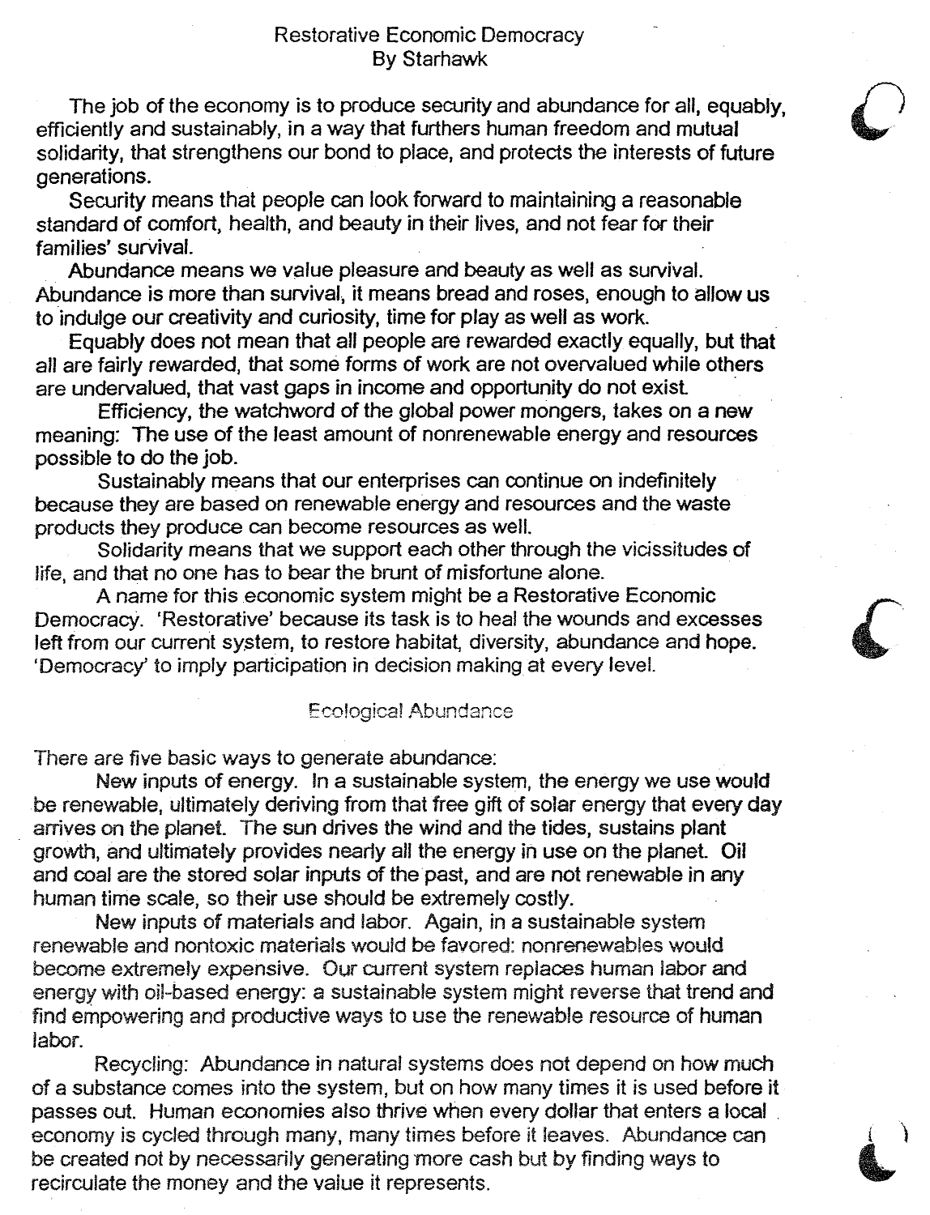# Restorative Economic Democracy

By Starhawk

The job of the economy is to produce security and abundance for all, equably, efficiently and sustainably, in a way that furthers human freedom and mutual solidarity, that strengthens our bond to place, and protects the interests of future generations.

Security means that people can look forward to maintaining a reasonable standard of comfort, health, and beauty in their lives, and not fear for their families' survival.

Abundance means we value pleasure and beauty as well as survival. Abundance is more than survival, it means bread and roses, enough to allow us to indulge our creativity and curiosity, time for play as well as work.

Equably does not mean that all people are rewarded exactly equally, but that all are fairly rewarded, that some forms of work are not overvalued while others are undervalued, that vast gaps in income and opportunity do not exist.

Efficiency, the watchword of the global power mongers, takes on a new meaning: The use of the least amount of nonrenewable energy and resources possible to do the job.

Sustainably means that our enterprises can continue on indefinitely because they are based on renewable energy and resources and the waste products they produce can become resources as well.

Solidarity means that we support each other through the vicissitudes of life, and that no one has to bear the brunt of misfortune alone.

A name for this economic system might be a Restorative Economic Democracy. 'Restorative' because its task is to heal the wounds and excesses left from our current system, to restore habitat, diversity, abundance and hope. 'Democracy' to imply participation in decision making at every level.

## Ecological Abundance

There are five basic ways to generate abundance:

New inputs of energy. In a sustainable system, the energy we use would be renewable, ultimately deriving from that free gift of solar energy that every day arrives on the planet. The sun drives the wind and the tides, sustains plant growth, and ultimately provides nearly all the energy in use on the planet. Oil and coal are the stored solar inputs of the past, and are not renewable in any human time scale, so their use should be extremely costly.

New inputs of materials and labor. Again, in a sustainable system renewable and nontoxic materials would be favored: nonrenewables would become extremely expensive. Our current system replaces human labor and energy with oil-based energy: a sustainable system might reverse that trend and find empowering and productive ways to use the renewable resource of human labor.

Recycling: Abundance in natural systems does not depend on how much of a substance comes into the system, but on how many times it is used before it passes out. Human economies also thrive when every dollar that enters a local economy is cycled through many, many times before it leaves. Abundance can be created not by necessarily generating more cash but by finding ways to recirculate the money and the value it represents.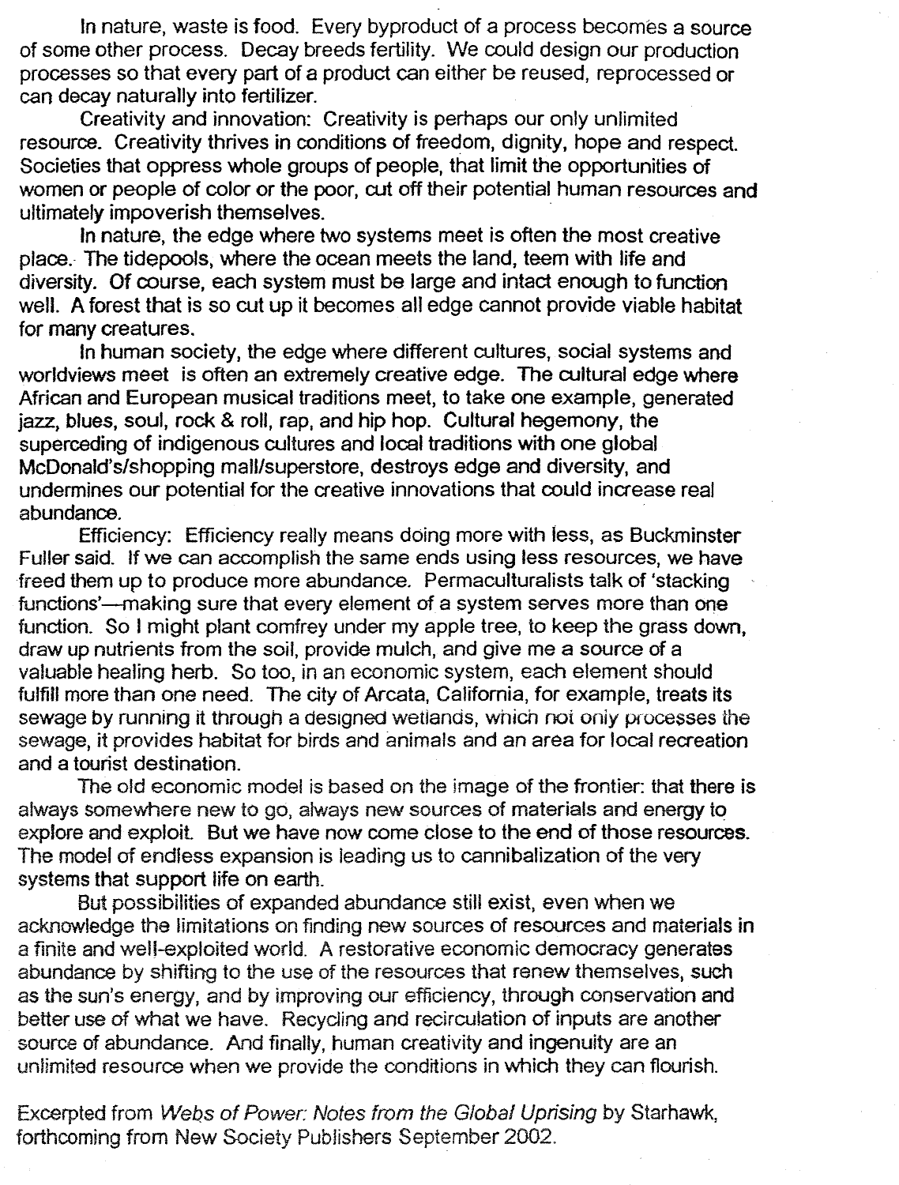In nature, waste is food. Every byproduct of a process becomes a source of some other process. Decay breeds fertility. We could design our production processes so that every part of a product can either be reused, reprocessed or can decay naturally into fertilizer.

Creativity and innovation: Creativity is perhaps our only unlimited resource. Creativity thrives in conditions of freedom, dignity, hope and respect. Societies that oppress whole groups of people, that limit the opportunities of women or people of color or the poor, cut off their potential human resources and ultimately impoverish themselves.

In nature, the edge where two systems meet is often the most creative place. The tidepools, where the ocean meets the land, teem with life and diversity. Of course, each system must be large and intact enough to function well. A forest that is so cut up it becomes all edge cannot provide viable habitat for many creatures.

In human society, the edge where different cultures, social systems and worldviews meet is often an extremely creative edge. The cultural edge where African and European musical traditions meet, to take one example, generated jazz, blues, soul, rock & roll, rap, and hip hop. Cultural hegemony, the superceding of indigenous cultures and local traditions with one global McDonald's/shopping mall/superstore, destroys edge and diversity, and undermines our potential for the creative innovations that could increase real abundance.

Efficiency: Efficiency really means doing more with less, as Buckminster Fuller said. If we can accomplish the same ends using less resources, we have freed them up to produce more abundance. Permaculturalists talk of 'stacking functions'—making sure that every element of a system serves more than one function. So I might plant comfrey under my apple tree, to keep the grass down, draw up nutrients from the soil, provide mulch, and give me a source of a valuable healing herb. So too, in an economic system, each element should fulfill more than one need. The city of Arcata, California, for example, treats its sewage by running it through a designed wetlands, which not only processes the sewage, it provides habitat for birds and animals and an area for local recreation and a tourist destination.

The old economic model is based on the image of the frontier: that there is always somewhere new to go, always new sources of materials and energy to explore and exploit. But we have now come close to the end of those resources. The model of endless expansion is leading us to cannibalization of the very systems that support life on earth.

But possibilities of expanded abundance still exist, even when we acknowledge the limitations on finding new sources of resources and materials in a finite and well-exploited world. A restorative economic democracy generates abundance by shifting to the use of the resources that renew themselves, such as the sun's energy, and by improving our efficiency, through conservation and better use of what we have. Recycling and recirculation of inputs are another source of abundance. And finally, human creativity and ingenuity are an unlimited resource when we provide the conditions in which they can flourish.

Excerpted from *Webs of Power: Notes from the Global Uprising* by Starhawk, forthcoming from New Society Publishers September 2002.